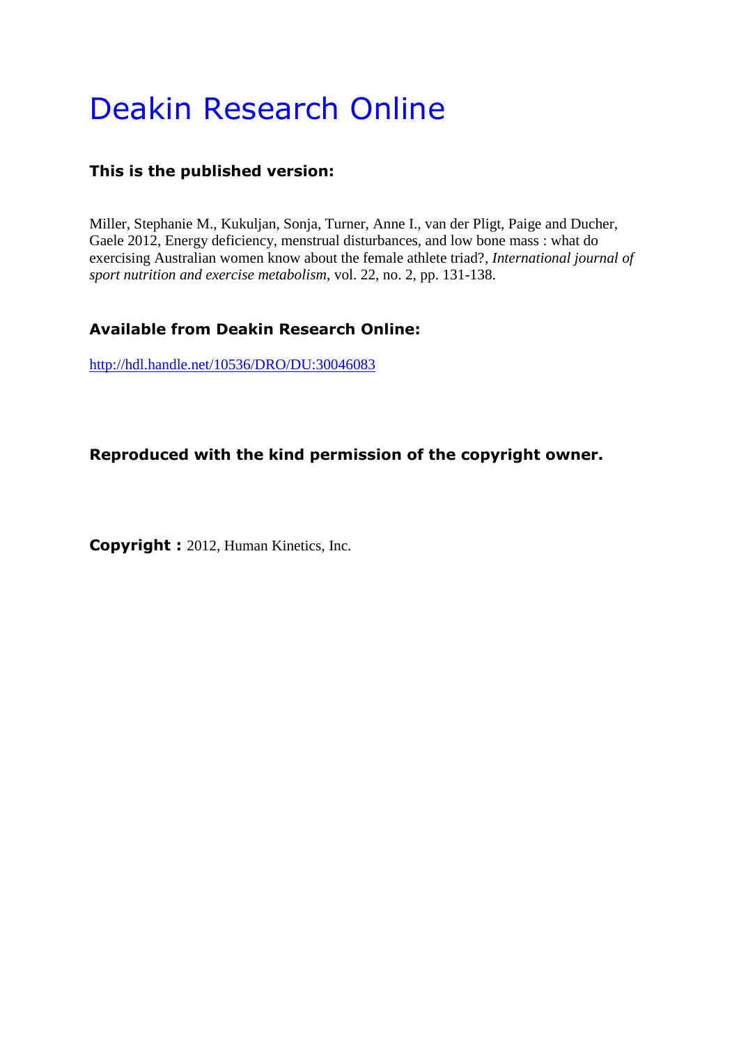# Deakin Research Online

**This is the published version:**

Miller, Stephanie M., Kukuljan, Sonja, Turner, Anne I., van der Pligt, Paige and Ducher, Gaele 2012, Energy deficiency, menstrual disturbances, and low bone mass : what do exercising Australian women know about the female athlete triad?, *International journal of sport nutrition and exercise metabolism*, vol. 22, no. 2, pp. 131-138.

**Available from Deakin Research Online:**

http://hdl.handle.net/10536/DRO/DU:30046083

**Reproduced with the kind permission of the copyright owner.**

**Copyright :** 2012, Human Kinetics, Inc.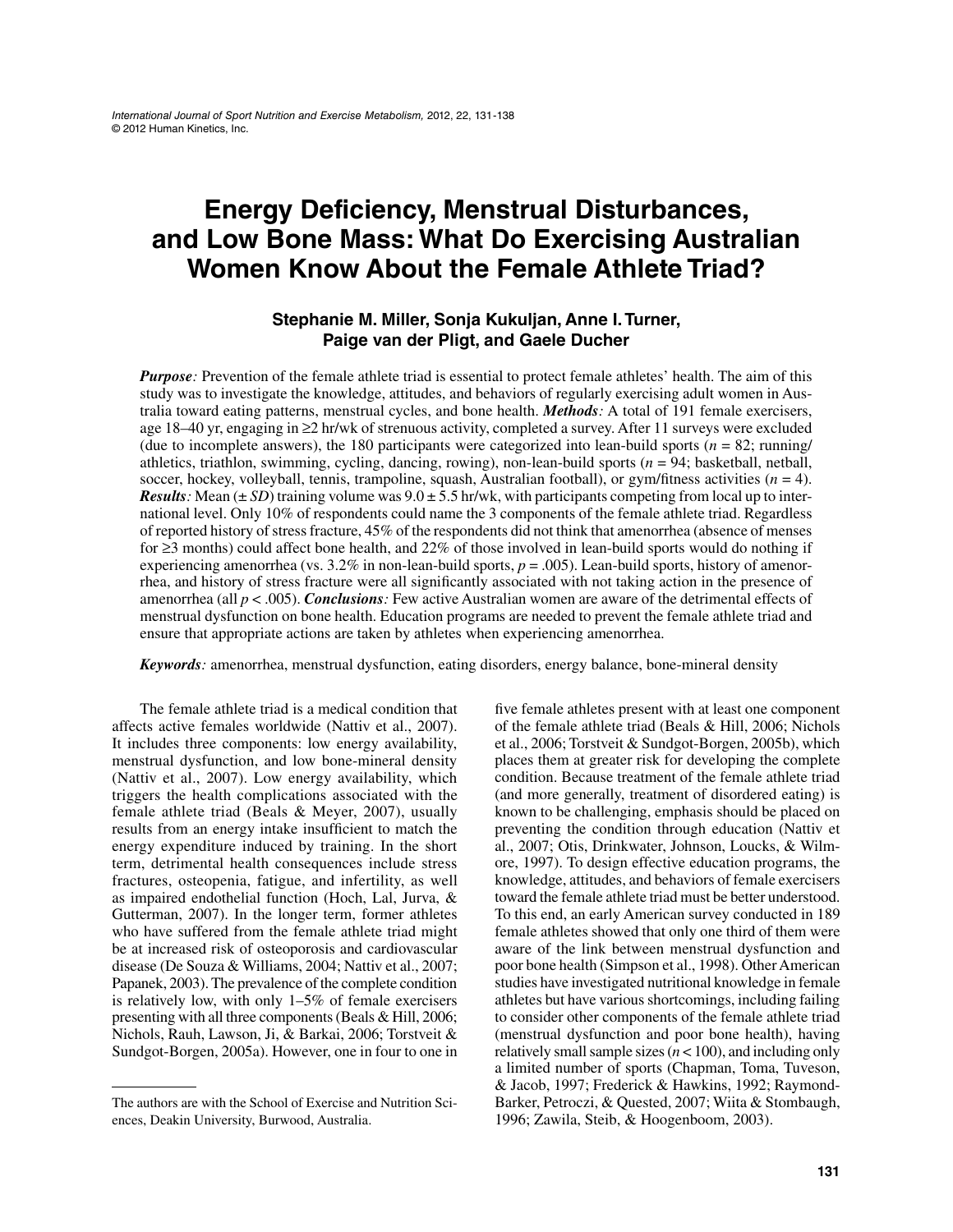# Energy Deficiency, Menstrual Disturbances, and Low Bone Mass: What Do Exercising Australian Women Know About the Female Athlete Triad?

**Stephanie M. Miller, Sonja Kukuljan, Anne I. Turner, Paige van der Pligt, and Gaele Ducher**

***Purpose:*** Prevention of the female athlete triad is essential to protect female athletes' health. The aim of this study was to investigate the knowledge, attitudes, and behaviors of regularly exercising adult women in Australia toward eating patterns, menstrual cycles, and bone health. ***Methods:*** A total of 191 female exercisers, age 18–40 yr, engaging in ≥2 hr/wk of strenuous activity, completed a survey. After 11 surveys were excluded (due to incomplete answers), the 180 participants were categorized into lean-build sports (*n* = 82; running/athletics, triathlon, swimming, cycling, dancing, rowing), non-lean-build sports (*n* = 94; basketball, netball, soccer, hockey, volleyball, tennis, trampoline, squash, Australian football), or gym/fitness activities (*n* = 4). ***Results:*** Mean (± *SD*) training volume was 9.0 ± 5.5 hr/wk, with participants competing from local up to international level. Only 10% of respondents could name the 3 components of the female athlete triad. Regardless of reported history of stress fracture, 45% of the respondents did not think that amenorrhea (absence of menses for ≥3 months) could affect bone health, and 22% of those involved in lean-build sports would do nothing if experiencing amenorrhea (vs. 3.2% in non-lean-build sports, *p* = .005). Lean-build sports, history of amenorrhea, and history of stress fracture were all significantly associated with not taking action in the presence of amenorrhea (all *p* < .005). ***Conclusions:*** Few active Australian women are aware of the detrimental effects of menstrual dysfunction on bone health. Education programs are needed to prevent the female athlete triad and ensure that appropriate actions are taken by athletes when experiencing amenorrhea.

***Keywords:*** amenorrhea, menstrual dysfunction, eating disorders, energy balance, bone-mineral density

The female athlete triad is a medical condition that affects active females worldwide (Nattiv et al., 2007). It includes three components: low energy availability, menstrual dysfunction, and low bone-mineral density (Nattiv et al., 2007). Low energy availability, which triggers the health complications associated with the female athlete triad (Beals & Meyer, 2007), usually results from an energy intake insufficient to match the energy expenditure induced by training. In the short term, detrimental health consequences include stress fractures, osteopenia, fatigue, and infertility, as well as impaired endothelial function (Hoch, Lal, Jurva, & Gutterman, 2007). In the longer term, former athletes who have suffered from the female athlete triad might be at increased risk of osteoporosis and cardiovascular disease (De Souza & Williams, 2004; Nattiv et al., 2007; Papanek, 2003). The prevalence of the complete condition is relatively low, with only 1–5% of female exercisers presenting with all three components (Beals & Hill, 2006; Nichols, Rauh, Lawson, Ji, & Barkai, 2006; Torstveit & Sundgot-Borgen, 2005a). However, one in four to one in five female athletes present with at least one component of the female athlete triad (Beals & Hill, 2006; Nichols et al., 2006; Torstveit & Sundgot-Borgen, 2005b), which places them at greater risk for developing the complete condition. Because treatment of the female athlete triad (and more generally, treatment of disordered eating) is known to be challenging, emphasis should be placed on preventing the condition through education (Nattiv et al., 2007; Otis, Drinkwater, Johnson, Loucks, & Wilmore, 1997). To design effective education programs, the knowledge, attitudes, and behaviors of female exercisers toward the female athlete triad must be better understood. To this end, an early American survey conducted in 189 female athletes showed that only one third of them were aware of the link between menstrual dysfunction and poor bone health (Simpson et al., 1998). Other American studies have investigated nutritional knowledge in female athletes but have various shortcomings, including failing to consider other components of the female athlete triad (menstrual dysfunction and poor bone health), having relatively small sample sizes (*n* < 100), and including only a limited number of sports (Chapman, Toma, Tuveson, & Jacob, 1997; Frederick & Hawkins, 1992; Raymond-Barker, Petroczi, & Quested, 2007; Wiita & Stombaugh, 1996; Zawila, Steib, & Hoogenboom, 2003).

The authors are with the School of Exercise and Nutrition Sciences, Deakin University, Burwood, Australia.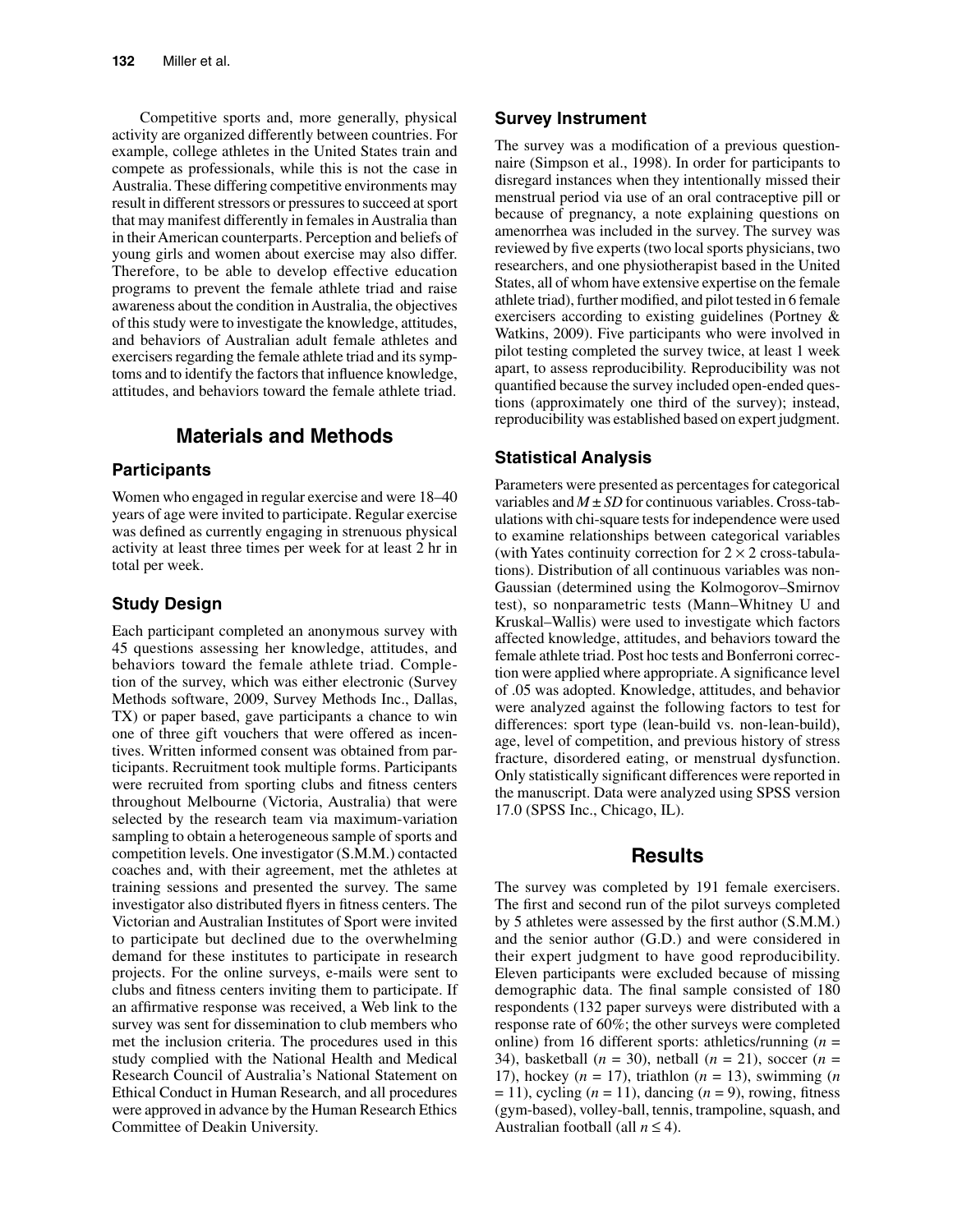Competitive sports and, more generally, physical activity are organized differently between countries. For example, college athletes in the United States train and compete as professionals, while this is not the case in Australia. These differing competitive environments may result in different stressors or pressures to succeed at sport that may manifest differently in females in Australia than in their American counterparts. Perception and beliefs of young girls and women about exercise may also differ. Therefore, to be able to develop effective education programs to prevent the female athlete triad and raise awareness about the condition in Australia, the objectives of this study were to investigate the knowledge, attitudes, and behaviors of Australian adult female athletes and exercisers regarding the female athlete triad and its symptoms and to identify the factors that influence knowledge, attitudes, and behaviors toward the female athlete triad.

# Materials and Methods

## Participants

Women who engaged in regular exercise and were 18–40 years of age were invited to participate. Regular exercise was defined as currently engaging in strenuous physical activity at least three times per week for at least 2 hr in total per week.

## Study Design

Each participant completed an anonymous survey with 45 questions assessing her knowledge, attitudes, and behaviors toward the female athlete triad. Completion of the survey, which was either electronic (Survey Methods software, 2009, Survey Methods Inc., Dallas, TX) or paper based, gave participants a chance to win one of three gift vouchers that were offered as incentives. Written informed consent was obtained from participants. Recruitment took multiple forms. Participants were recruited from sporting clubs and fitness centers throughout Melbourne (Victoria, Australia) that were selected by the research team via maximum-variation sampling to obtain a heterogeneous sample of sports and competition levels. One investigator (S.M.M.) contacted coaches and, with their agreement, met the athletes at training sessions and presented the survey. The same investigator also distributed flyers in fitness centers. The Victorian and Australian Institutes of Sport were invited to participate but declined due to the overwhelming demand for these institutes to participate in research projects. For the online surveys, e-mails were sent to clubs and fitness centers inviting them to participate. If an affirmative response was received, a Web link to the survey was sent for dissemination to club members who met the inclusion criteria. The procedures used in this study complied with the National Health and Medical Research Council of Australia's National Statement on Ethical Conduct in Human Research, and all procedures were approved in advance by the Human Research Ethics Committee of Deakin University.

## Survey Instrument

The survey was a modification of a previous questionnaire (Simpson et al., 1998). In order for participants to disregard instances when they intentionally missed their menstrual period via use of an oral contraceptive pill or because of pregnancy, a note explaining questions on amenorrhea was included in the survey. The survey was reviewed by five experts (two local sports physicians, two researchers, and one physiotherapist based in the United States, all of whom have extensive expertise on the female athlete triad), further modified, and pilot tested in 6 female exercisers according to existing guidelines (Portney & Watkins, 2009). Five participants who were involved in pilot testing completed the survey twice, at least 1 week apart, to assess reproducibility. Reproducibility was not quantified because the survey included open-ended questions (approximately one third of the survey); instead, reproducibility was established based on expert judgment.

## Statistical Analysis

Parameters were presented as percentages for categorical variables and $M \pm SD$ for continuous variables. Cross-tabulations with chi-square tests for independence were used to examine relationships between categorical variables (with Yates continuity correction for $2 \times 2$ cross-tabulations). Distribution of all continuous variables was non-Gaussian (determined using the Kolmogorov–Smirnov test), so nonparametric tests (Mann–Whitney U and Kruskal–Wallis) were used to investigate which factors affected knowledge, attitudes, and behaviors toward the female athlete triad. Post hoc tests and Bonferroni correction were applied where appropriate. A significance level of .05 was adopted. Knowledge, attitudes, and behavior were analyzed against the following factors to test for differences: sport type (lean-build vs. non-lean-build), age, level of competition, and previous history of stress fracture, disordered eating, or menstrual dysfunction. Only statistically significant differences were reported in the manuscript. Data were analyzed using SPSS version 17.0 (SPSS Inc., Chicago, IL).

# Results

The survey was completed by 191 female exercisers. The first and second run of the pilot surveys completed by 5 athletes were assessed by the first author (S.M.M.) and the senior author (G.D.) and were considered in their expert judgment to have good reproducibility. Eleven participants were excluded because of missing demographic data. The final sample consisted of 180 respondents (132 paper surveys were distributed with a response rate of 60%; the other surveys were completed online) from 16 different sports: athletics/running ($n$ = 34), basketball ($n$ = 30), netball ($n$ = 21), soccer ($n$ = 17), hockey ($n$ = 17), triathlon ($n$ = 13), swimming ($n$ = 11), cycling ($n$ = 11), dancing ($n$ = 9), rowing, fitness (gym-based), volley-ball, tennis, trampoline, squash, and Australian football (all $n \leq 4$).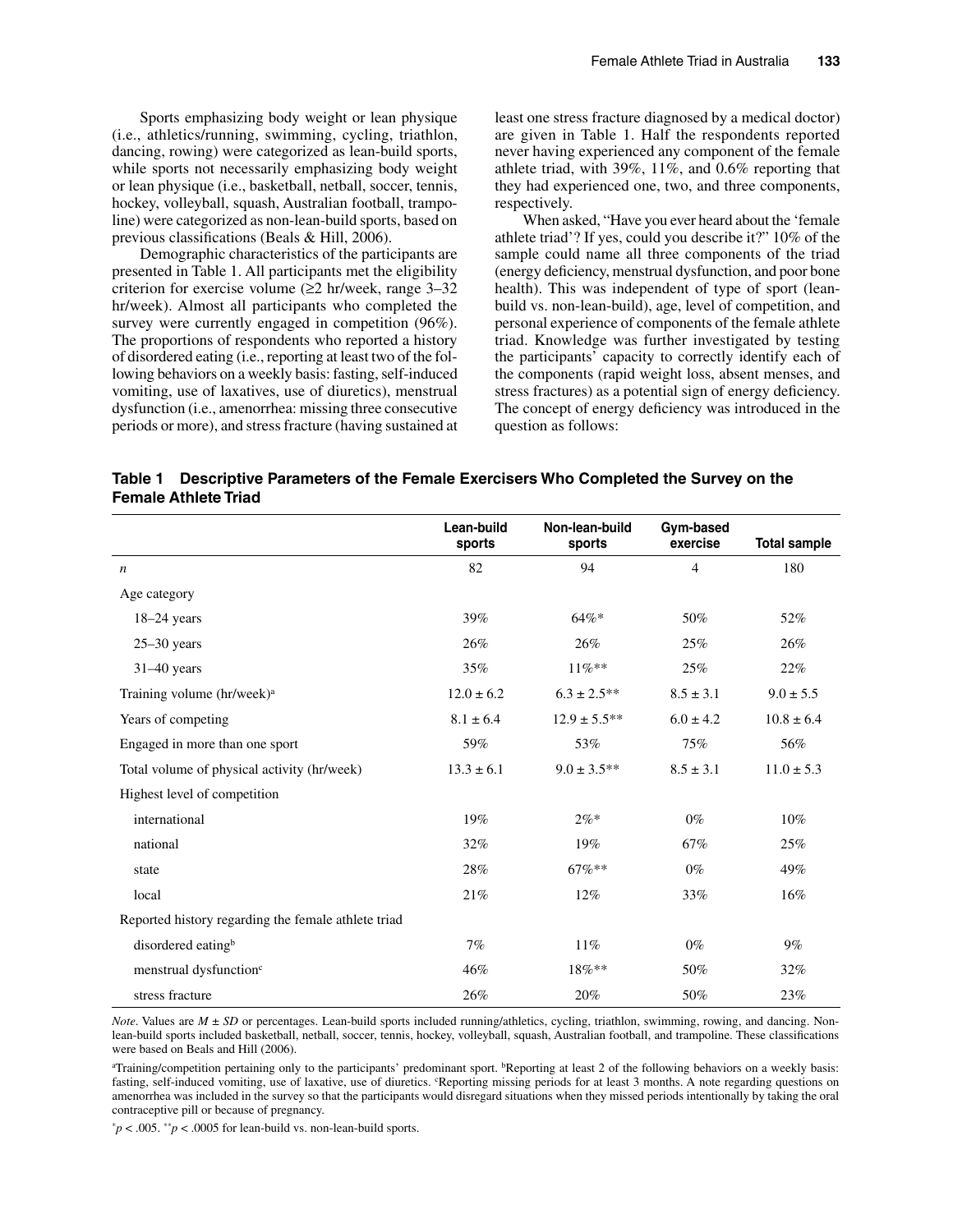Sports emphasizing body weight or lean physique (i.e., athletics/running, swimming, cycling, triathlon, dancing, rowing) were categorized as lean-build sports, while sports not necessarily emphasizing body weight or lean physique (i.e., basketball, netball, soccer, tennis, hockey, volleyball, squash, Australian football, trampoline) were categorized as non-lean-build sports, based on previous classifications (Beals & Hill, 2006).

Demographic characteristics of the participants are presented in Table 1. All participants met the eligibility criterion for exercise volume (≥2 hr/week, range 3–32 hr/week). Almost all participants who completed the survey were currently engaged in competition (96%). The proportions of respondents who reported a history of disordered eating (i.e., reporting at least two of the following behaviors on a weekly basis: fasting, self-induced vomiting, use of laxatives, use of diuretics), menstrual dysfunction (i.e., amenorrhea: missing three consecutive periods or more), and stress fracture (having sustained at least one stress fracture diagnosed by a medical doctor) are given in Table 1. Half the respondents reported never having experienced any component of the female athlete triad, with 39%, 11%, and 0.6% reporting that they had experienced one, two, and three components, respectively.

When asked, "Have you ever heard about the 'female athlete triad'? If yes, could you describe it?" 10% of the sample could name all three components of the triad (energy deficiency, menstrual dysfunction, and poor bone health). This was independent of type of sport (lean-build vs. non-lean-build), age, level of competition, and personal experience of components of the female athlete triad. Knowledge was further investigated by testing the participants' capacity to correctly identify each of the components (rapid weight loss, absent menses, and stress fractures) as a potential sign of energy deficiency. The concept of energy deficiency was introduced in the question as follows:

**Table 1 Descriptive Parameters of the Female Exercisers Who Completed the Survey on the Female Athlete Triad**

| | Lean-build sports | Non-lean-build sports | Gym-based exercise | Total sample |
|---|---|---|---|---|
| *n* | 82 | 94 | 4 | 180 |
| Age category | | | | |
| 18–24 years | 39% | 64%* | 50% | 52% |
| 25–30 years | 26% | 26% | 25% | 26% |
| 31–40 years | 35% | 11%** | 25% | 22% |
| Training volume (hr/week)[a] | 12.0 ± 6.2 | 6.3 ± 2.5** | 8.5 ± 3.1 | 9.0 ± 5.5 |
| Years of competing | 8.1 ± 6.4 | 12.9 ± 5.5** | 6.0 ± 4.2 | 10.8 ± 6.4 |
| Engaged in more than one sport | 59% | 53% | 75% | 56% |
| Total volume of physical activity (hr/week) | 13.3 ± 6.1 | 9.0 ± 3.5** | 8.5 ± 3.1 | 11.0 ± 5.3 |
| Highest level of competition | | | | |
| international | 19% | 2%* | 0% | 10% |
| national | 32% | 19% | 67% | 25% |
| state | 28% | 67%** | 0% | 49% |
| local | 21% | 12% | 33% | 16% |
| Reported history regarding the female athlete triad | | | | |
| disordered eating[b] | 7% | 11% | 0% | 9% |
| menstrual dysfunction[c] | 46% | 18%** | 50% | 32% |
| stress fracture | 26% | 20% | 50% | 23% |

*Note*. Values are *M* ± *SD* or percentages. Lean-build sports included running/athletics, cycling, triathlon, swimming, rowing, and dancing. Non-lean-build sports included basketball, netball, soccer, tennis, hockey, volleyball, squash, Australian football, and trampoline. These classifications were based on Beals and Hill (2006).

[a]Training/competition pertaining only to the participants' predominant sport. [b]Reporting at least 2 of the following behaviors on a weekly basis: fasting, self-induced vomiting, use of laxative, use of diuretics. [c]Reporting missing periods for at least 3 months. A note regarding questions on amenorrhea was included in the survey so that the participants would disregard situations when they missed periods intentionally by taking the oral contraceptive pill or because of pregnancy.

*$p < .005$. **$p < .0005$ for lean-build vs. non-lean-build sports.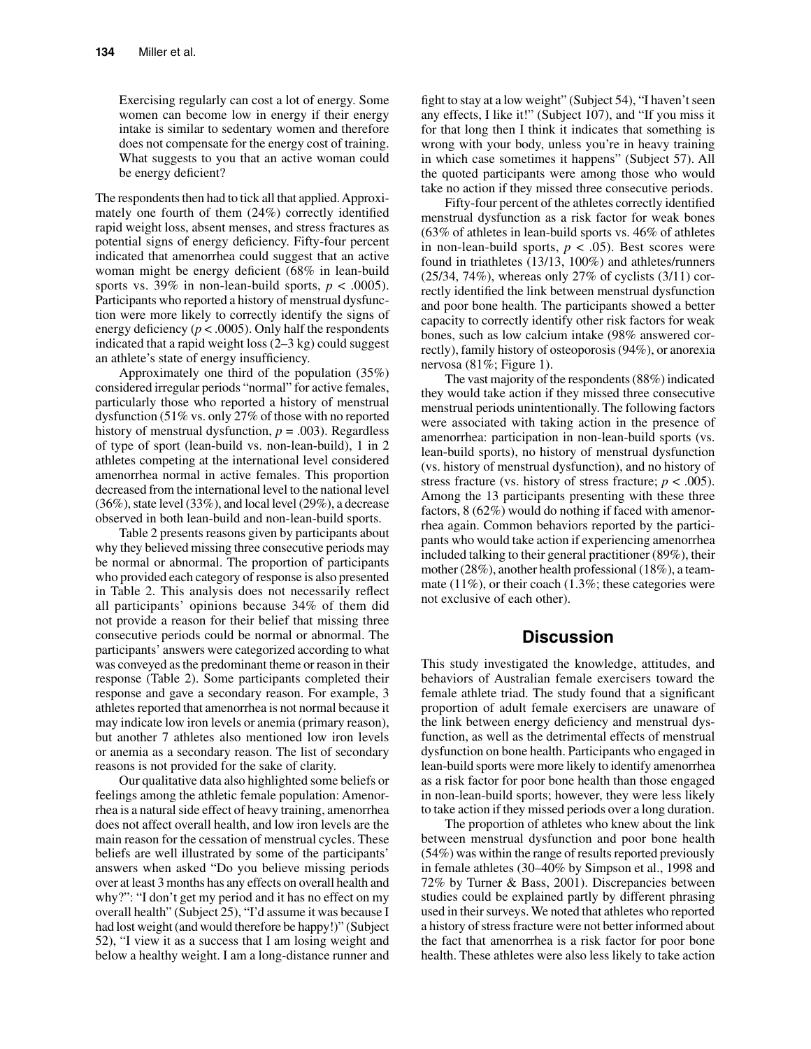> Exercising regularly can cost a lot of energy. Some women can become low in energy if their energy intake is similar to sedentary women and therefore does not compensate for the energy cost of training. What suggests to you that an active woman could be energy deficient?

The respondents then had to tick all that applied. Approximately one fourth of them (24%) correctly identified rapid weight loss, absent menses, and stress fractures as potential signs of energy deficiency. Fifty-four percent indicated that amenorrhea could suggest that an active woman might be energy deficient (68% in lean-build sports vs. 39% in non-lean-build sports, $p < .0005$). Participants who reported a history of menstrual dysfunction were more likely to correctly identify the signs of energy deficiency ($p < .0005$). Only half the respondents indicated that a rapid weight loss (2–3 kg) could suggest an athlete's state of energy insufficiency.

Approximately one third of the population (35%) considered irregular periods "normal" for active females, particularly those who reported a history of menstrual dysfunction (51% vs. only 27% of those with no reported history of menstrual dysfunction, $p = .003$). Regardless of type of sport (lean-build vs. non-lean-build), 1 in 2 athletes competing at the international level considered amenorrhea normal in active females. This proportion decreased from the international level to the national level (36%), state level (33%), and local level (29%), a decrease observed in both lean-build and non-lean-build sports.

Table 2 presents reasons given by participants about why they believed missing three consecutive periods may be normal or abnormal. The proportion of participants who provided each category of response is also presented in Table 2. This analysis does not necessarily reflect all participants' opinions because 34% of them did not provide a reason for their belief that missing three consecutive periods could be normal or abnormal. The participants' answers were categorized according to what was conveyed as the predominant theme or reason in their response (Table 2). Some participants completed their response and gave a secondary reason. For example, 3 athletes reported that amenorrhea is not normal because it may indicate low iron levels or anemia (primary reason), but another 7 athletes also mentioned low iron levels or anemia as a secondary reason. The list of secondary reasons is not provided for the sake of clarity.

Our qualitative data also highlighted some beliefs or feelings among the athletic female population: Amenorrhea is a natural side effect of heavy training, amenorrhea does not affect overall health, and low iron levels are the main reason for the cessation of menstrual cycles. These beliefs are well illustrated by some of the participants' answers when asked "Do you believe missing periods over at least 3 months has any effects on overall health and why?": "I don't get my period and it has no effect on my overall health" (Subject 25), "I'd assume it was because I had lost weight (and would therefore be happy!)" (Subject 52), "I view it as a success that I am losing weight and below a healthy weight. I am a long-distance runner and fight to stay at a low weight" (Subject 54), "I haven't seen any effects, I like it!" (Subject 107), and "If you miss it for that long then I think it indicates that something is wrong with your body, unless you're in heavy training in which case sometimes it happens" (Subject 57). All the quoted participants were among those who would take no action if they missed three consecutive periods.

Fifty-four percent of the athletes correctly identified menstrual dysfunction as a risk factor for weak bones (63% of athletes in lean-build sports vs. 46% of athletes in non-lean-build sports, $p < .05$). Best scores were found in triathletes (13/13, 100%) and athletes/runners (25/34, 74%), whereas only 27% of cyclists (3/11) correctly identified the link between menstrual dysfunction and poor bone health. The participants showed a better capacity to correctly identify other risk factors for weak bones, such as low calcium intake (98% answered correctly), family history of osteoporosis (94%), or anorexia nervosa (81%; Figure 1).

The vast majority of the respondents (88%) indicated they would take action if they missed three consecutive menstrual periods unintentionally. The following factors were associated with taking action in the presence of amenorrhea: participation in non-lean-build sports (vs. lean-build sports), no history of menstrual dysfunction (vs. history of menstrual dysfunction), and no history of stress fracture (vs. history of stress fracture; $p < .005$). Among the 13 participants presenting with these three factors, 8 (62%) would do nothing if faced with amenorrhea again. Common behaviors reported by the participants who would take action if experiencing amenorrhea included talking to their general practitioner (89%), their mother (28%), another health professional (18%), a teammate (11%), or their coach (1.3%; these categories were not exclusive of each other).

## Discussion

This study investigated the knowledge, attitudes, and behaviors of Australian female exercisers toward the female athlete triad. The study found that a significant proportion of adult female exercisers are unaware of the link between energy deficiency and menstrual dysfunction, as well as the detrimental effects of menstrual dysfunction on bone health. Participants who engaged in lean-build sports were more likely to identify amenorrhea as a risk factor for poor bone health than those engaged in non-lean-build sports; however, they were less likely to take action if they missed periods over a long duration.

The proportion of athletes who knew about the link between menstrual dysfunction and poor bone health (54%) was within the range of results reported previously in female athletes (30–40% by Simpson et al., 1998 and 72% by Turner & Bass, 2001). Discrepancies between studies could be explained partly by different phrasing used in their surveys. We noted that athletes who reported a history of stress fracture were not better informed about the fact that amenorrhea is a risk factor for poor bone health. These athletes were also less likely to take action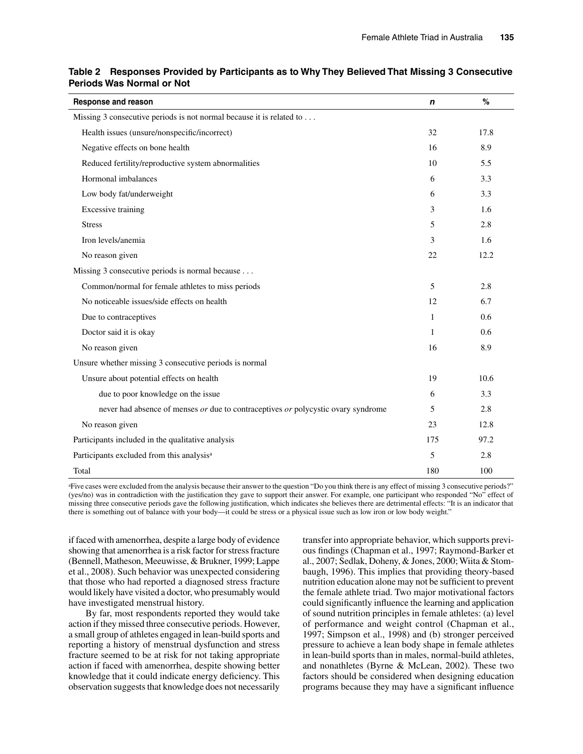**Table 2 Responses Provided by Participants as to Why They Believed That Missing 3 Consecutive Periods Was Normal or Not**

| Response and reason | *n* | % |
|---|---|---|
| Missing 3 consecutive periods is not normal because it is related to . . . | | |
| Health issues (unsure/nonspecific/incorrect) | 32 | 17.8 |
| Negative effects on bone health | 16 | 8.9 |
| Reduced fertility/reproductive system abnormalities | 10 | 5.5 |
| Hormonal imbalances | 6 | 3.3 |
| Low body fat/underweight | 6 | 3.3 |
| Excessive training | 3 | 1.6 |
| Stress | 5 | 2.8 |
| Iron levels/anemia | 3 | 1.6 |
| No reason given | 22 | 12.2 |
| Missing 3 consecutive periods is normal because . . . | | |
| Common/normal for female athletes to miss periods | 5 | 2.8 |
| No noticeable issues/side effects on health | 12 | 6.7 |
| Due to contraceptives | 1 | 0.6 |
| Doctor said it is okay | 1 | 0.6 |
| No reason given | 16 | 8.9 |
| Unsure whether missing 3 consecutive periods is normal | | |
| Unsure about potential effects on health | 19 | 10.6 |
| due to poor knowledge on the issue | 6 | 3.3 |
| never had absence of menses *or* due to contraceptives *or* polycystic ovary syndrome | 5 | 2.8 |
| No reason given | 23 | 12.8 |
| Participants included in the qualitative analysis | 175 | 97.2 |
| Participants excluded from this analysis[a] | 5 | 2.8 |
| Total | 180 | 100 |

[a]Five cases were excluded from the analysis because their answer to the question "Do you think there is any effect of missing 3 consecutive periods?" (yes/no) was in contradiction with the justification they gave to support their answer. For example, one participant who responded "No" effect of missing three consecutive periods gave the following justification, which indicates she believes there are detrimental effects: "It is an indicator that there is something out of balance with your body—it could be stress or a physical issue such as low iron or low body weight."

if faced with amenorrhea, despite a large body of evidence showing that amenorrhea is a risk factor for stress fracture (Bennell, Matheson, Meeuwisse, & Brukner, 1999; Lappe et al., 2008). Such behavior was unexpected considering that those who had reported a diagnosed stress fracture would likely have visited a doctor, who presumably would have investigated menstrual history.

By far, most respondents reported they would take action if they missed three consecutive periods. However, a small group of athletes engaged in lean-build sports and reporting a history of menstrual dysfunction and stress fracture seemed to be at risk for not taking appropriate action if faced with amenorrhea, despite showing better knowledge that it could indicate energy deficiency. This observation suggests that knowledge does not necessarily transfer into appropriate behavior, which supports previous findings (Chapman et al., 1997; Raymond-Barker et al., 2007; Sedlak, Doheny, & Jones, 2000; Wiita & Stombaugh, 1996). This implies that providing theory-based nutrition education alone may not be sufficient to prevent the female athlete triad. Two major motivational factors could significantly influence the learning and application of sound nutrition principles in female athletes: (a) level of performance and weight control (Chapman et al., 1997; Simpson et al., 1998) and (b) stronger perceived pressure to achieve a lean body shape in female athletes in lean-build sports than in males, normal-build athletes, and nonathletes (Byrne & McLean, 2002). These two factors should be considered when designing education programs because they may have a significant influence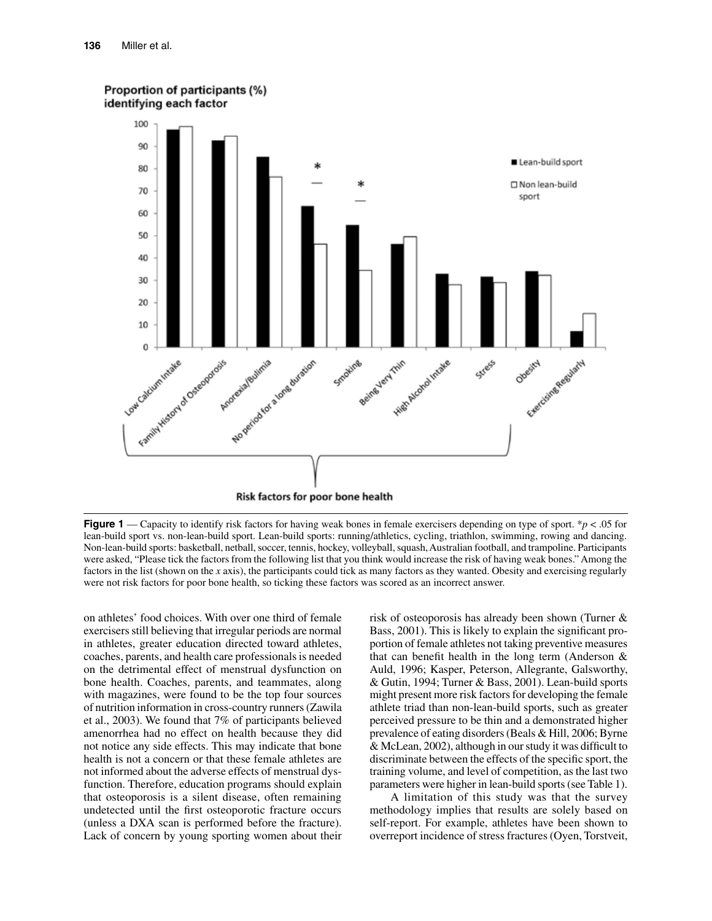Proportion of participants (%) identifying each factor

100
90
80
70
60
50
40
30
20
10
0

■ Lean-build sport

□ Non lean-build sport

\*

\*

Low Calcium Intake
Family History of Osteoporosis
Anorexia/Bulimia
No period for a long duration
Smoking
Being Very Thin
High Alcohol Intake
Stress
Obesity
Exercising Regularly

Risk factors for poor bone health

**Figure 1** — Capacity to identify risk factors for having weak bones in female exercisers depending on type of sport. *$p < .05$ for lean-build sport vs. non-lean-build sport. Lean-build sports: running/athletics, cycling, triathlon, swimming, rowing and dancing. Non-lean-build sports: basketball, netball, soccer, tennis, hockey, volleyball, squash, Australian football, and trampoline. Participants were asked, "Please tick the factors from the following list that you think would increase the risk of having weak bones." Among the factors in the list (shown on the *x* axis), the participants could tick as many factors as they wanted. Obesity and exercising regularly were not risk factors for poor bone health, so ticking these factors was scored as an incorrect answer.

on athletes' food choices. With over one third of female exercisers still believing that irregular periods are normal in athletes, greater education directed toward athletes, coaches, parents, and health care professionals is needed on the detrimental effect of menstrual dysfunction on bone health. Coaches, parents, and teammates, along with magazines, were found to be the top four sources of nutrition information in cross-country runners (Zawila et al., 2003). We found that 7% of participants believed amenorrhea had no effect on health because they did not notice any side effects. This may indicate that bone health is not a concern or that these female athletes are not informed about the adverse effects of menstrual dysfunction. Therefore, education programs should explain that osteoporosis is a silent disease, often remaining undetected until the first osteoporotic fracture occurs (unless a DXA scan is performed before the fracture). Lack of concern by young sporting women about their risk of osteoporosis has already been shown (Turner & Bass, 2001). This is likely to explain the significant proportion of female athletes not taking preventive measures that can benefit health in the long term (Anderson & Auld, 1996; Kasper, Peterson, Allegrante, Galsworthy, & Gutin, 1994; Turner & Bass, 2001). Lean-build sports might present more risk factors for developing the female athlete triad than non-lean-build sports, such as greater perceived pressure to be thin and a demonstrated higher prevalence of eating disorders (Beals & Hill, 2006; Byrne & McLean, 2002), although in our study it was difficult to discriminate between the effects of the specific sport, the training volume, and level of competition, as the last two parameters were higher in lean-build sports (see Table 1).

A limitation of this study was that the survey methodology implies that results are solely based on self-report. For example, athletes have been shown to overreport incidence of stress fractures (Oyen, Torstveit,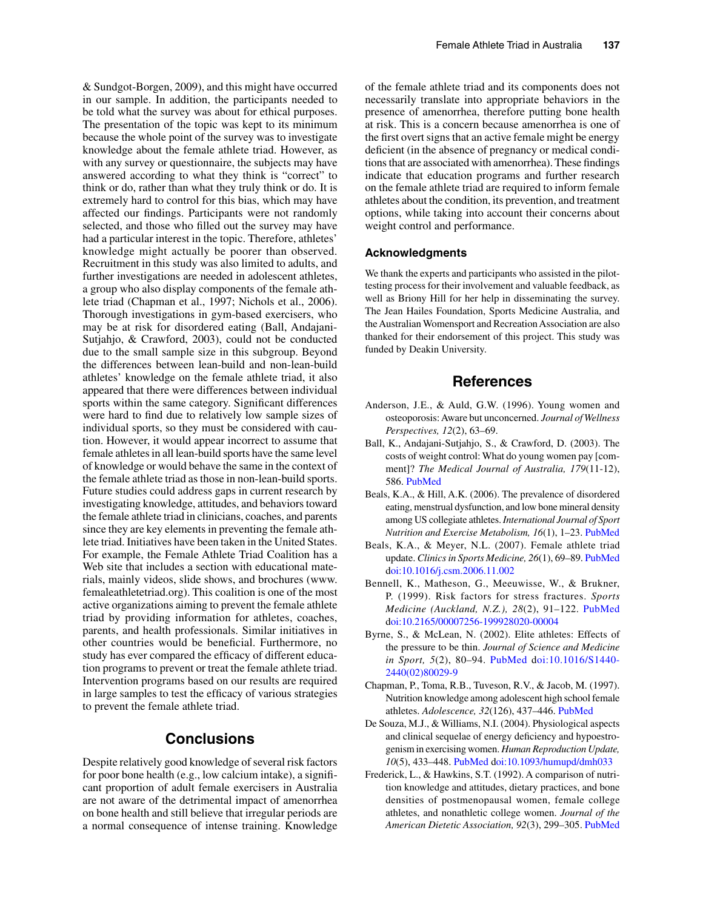& Sundgot-Borgen, 2009), and this might have occurred in our sample. In addition, the participants needed to be told what the survey was about for ethical purposes. The presentation of the topic was kept to its minimum because the whole point of the survey was to investigate knowledge about the female athlete triad. However, as with any survey or questionnaire, the subjects may have answered according to what they think is "correct" to think or do, rather than what they truly think or do. It is extremely hard to control for this bias, which may have affected our findings. Participants were not randomly selected, and those who filled out the survey may have had a particular interest in the topic. Therefore, athletes' knowledge might actually be poorer than observed. Recruitment in this study was also limited to adults, and further investigations are needed in adolescent athletes, a group who also display components of the female athlete triad (Chapman et al., 1997; Nichols et al., 2006). Thorough investigations in gym-based exercisers, who may be at risk for disordered eating (Ball, Andajani-Sutjahjo, & Crawford, 2003), could not be conducted due to the small sample size in this subgroup. Beyond the differences between lean-build and non-lean-build athletes' knowledge on the female athlete triad, it also appeared that there were differences between individual sports within the same category. Significant differences were hard to find due to relatively low sample sizes of individual sports, so they must be considered with caution. However, it would appear incorrect to assume that female athletes in all lean-build sports have the same level of knowledge or would behave the same in the context of the female athlete triad as those in non-lean-build sports. Future studies could address gaps in current research by investigating knowledge, attitudes, and behaviors toward the female athlete triad in clinicians, coaches, and parents since they are key elements in preventing the female athlete triad. Initiatives have been taken in the United States. For example, the Female Athlete Triad Coalition has a Web site that includes a section with educational materials, mainly videos, slide shows, and brochures (www.femaleathletetriad.org). This coalition is one of the most active organizations aiming to prevent the female athlete triad by providing information for athletes, coaches, parents, and health professionals. Similar initiatives in other countries would be beneficial. Furthermore, no study has ever compared the efficacy of different education programs to prevent or treat the female athlete triad. Intervention programs based on our results are required in large samples to test the efficacy of various strategies to prevent the female athlete triad.

## Conclusions

Despite relatively good knowledge of several risk factors for poor bone health (e.g., low calcium intake), a significant proportion of adult female exercisers in Australia are not aware of the detrimental impact of amenorrhea on bone health and still believe that irregular periods are a normal consequence of intense training. Knowledge of the female athlete triad and its components does not necessarily translate into appropriate behaviors in the presence of amenorrhea, therefore putting bone health at risk. This is a concern because amenorrhea is one of the first overt signs that an active female might be energy deficient (in the absence of pregnancy or medical conditions that are associated with amenorrhea). These findings indicate that education programs and further research on the female athlete triad are required to inform female athletes about the condition, its prevention, and treatment options, while taking into account their concerns about weight control and performance.

### Acknowledgments

We thank the experts and participants who assisted in the pilot-testing process for their involvement and valuable feedback, as well as Briony Hill for her help in disseminating the survey. The Jean Hailes Foundation, Sports Medicine Australia, and the Australian Womensport and Recreation Association are also thanked for their endorsement of this project. This study was funded by Deakin University.

## References

Anderson, J.E., & Auld, G.W. (1996). Young women and osteoporosis: Aware but unconcerned. *Journal of Wellness Perspectives, 12*(2), 63–69.

Ball, K., Andajani-Sutjahjo, S., & Crawford, D. (2003). The costs of weight control: What do young women pay [comment]? *The Medical Journal of Australia, 179*(11-12), 586. PubMed

Beals, K.A., & Hill, A.K. (2006). The prevalence of disordered eating, menstrual dysfunction, and low bone mineral density among US collegiate athletes. *International Journal of Sport Nutrition and Exercise Metabolism, 16*(1), 1–23. PubMed

Beals, K.A., & Meyer, N.L. (2007). Female athlete triad update. *Clinics in Sports Medicine, 26*(1), 69–89. PubMed doi:10.1016/j.csm.2006.11.002

Bennell, K., Matheson, G., Meeuwisse, W., & Brukner, P. (1999). Risk factors for stress fractures. *Sports Medicine (Auckland, N.Z.), 28*(2), 91–122. PubMed doi:10.2165/00007256-199928020-00004

Byrne, S., & McLean, N. (2002). Elite athletes: Effects of the pressure to be thin. *Journal of Science and Medicine in Sport, 5*(2), 80–94. PubMed doi:10.1016/S1440-2440(02)80029-9

Chapman, P., Toma, R.B., Tuveson, R.V., & Jacob, M. (1997). Nutrition knowledge among adolescent high school female athletes. *Adolescence, 32*(126), 437–446. PubMed

De Souza, M.J., & Williams, N.I. (2004). Physiological aspects and clinical sequelae of energy deficiency and hypoestrogenism in exercising women. *Human Reproduction Update, 10*(5), 433–448. PubMed doi:10.1093/humupd/dmh033

Frederick, L., & Hawkins, S.T. (1992). A comparison of nutrition knowledge and attitudes, dietary practices, and bone densities of postmenopausal women, female college athletes, and nonathletic college women. *Journal of the American Dietetic Association, 92*(3), 299–305. PubMed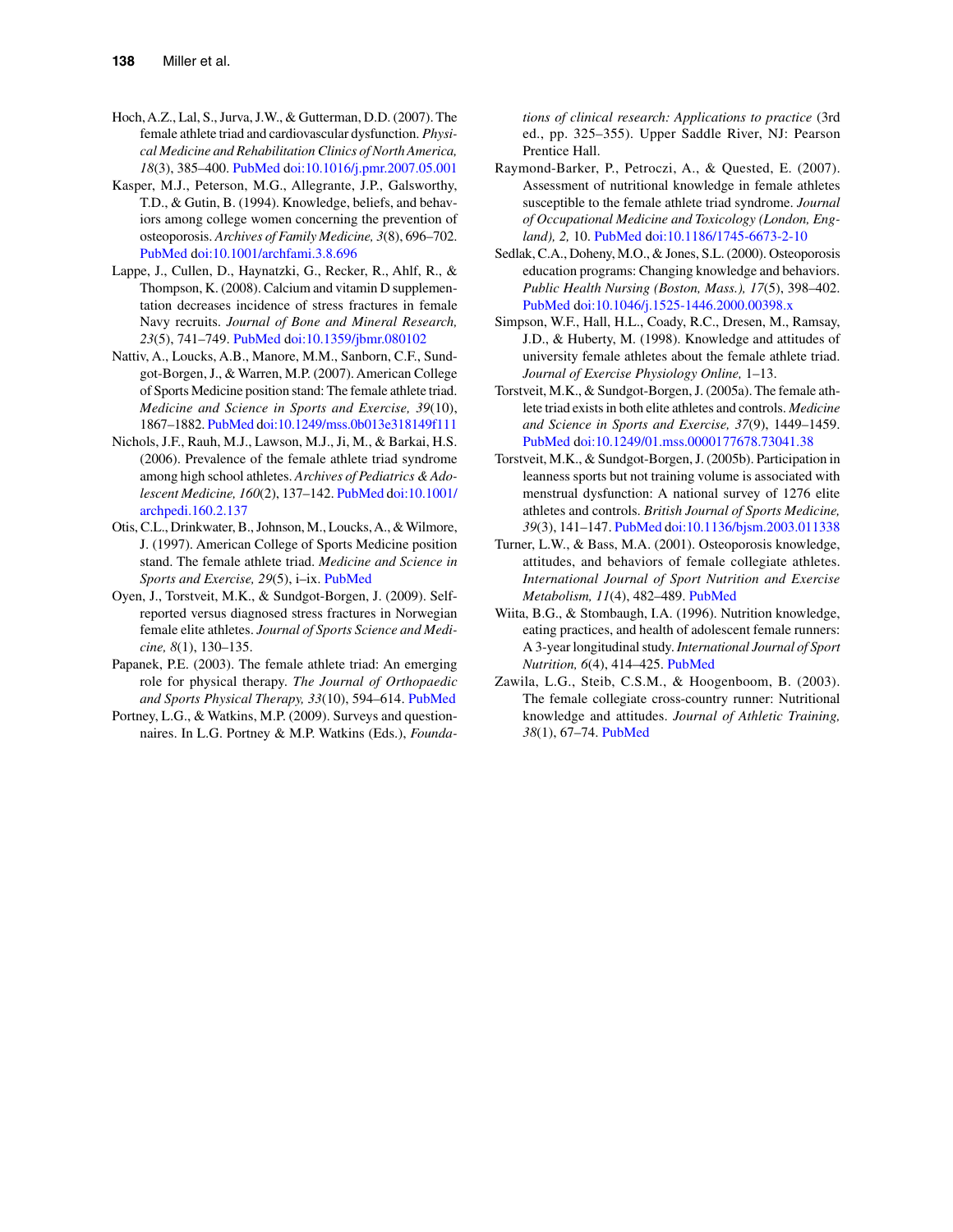Hoch, A.Z., Lal, S., Jurva, J.W., & Gutterman, D.D. (2007). The female athlete triad and cardiovascular dysfunction. *Physical Medicine and Rehabilitation Clinics of North America, 18*(3), 385–400. PubMed doi:10.1016/j.pmr.2007.05.001

Kasper, M.J., Peterson, M.G., Allegrante, J.P., Galsworthy, T.D., & Gutin, B. (1994). Knowledge, beliefs, and behaviors among college women concerning the prevention of osteoporosis. *Archives of Family Medicine, 3*(8), 696–702. PubMed doi:10.1001/archfami.3.8.696

Lappe, J., Cullen, D., Haynatzki, G., Recker, R., Ahlf, R., & Thompson, K. (2008). Calcium and vitamin D supplementation decreases incidence of stress fractures in female Navy recruits. *Journal of Bone and Mineral Research, 23*(5), 741–749. PubMed doi:10.1359/jbmr.080102

Nattiv, A., Loucks, A.B., Manore, M.M., Sanborn, C.F., Sundgot-Borgen, J., & Warren, M.P. (2007). American College of Sports Medicine position stand: The female athlete triad. *Medicine and Science in Sports and Exercise, 39*(10), 1867–1882. PubMed doi:10.1249/mss.0b013e318149f111

Nichols, J.F., Rauh, M.J., Lawson, M.J., Ji, M., & Barkai, H.S. (2006). Prevalence of the female athlete triad syndrome among high school athletes. *Archives of Pediatrics & Adolescent Medicine, 160*(2), 137–142. PubMed doi:10.1001/archpedi.160.2.137

Otis, C.L., Drinkwater, B., Johnson, M., Loucks, A., & Wilmore, J. (1997). American College of Sports Medicine position stand. The female athlete triad. *Medicine and Science in Sports and Exercise, 29*(5), i–ix. PubMed

Oyen, J., Torstveit, M.K., & Sundgot-Borgen, J. (2009). Self-reported versus diagnosed stress fractures in Norwegian female elite athletes. *Journal of Sports Science and Medicine, 8*(1), 130–135.

Papanek, P.E. (2003). The female athlete triad: An emerging role for physical therapy. *The Journal of Orthopaedic and Sports Physical Therapy, 33*(10), 594–614. PubMed

Portney, L.G., & Watkins, M.P. (2009). Surveys and questionnaires. In L.G. Portney & M.P. Watkins (Eds.), *Foundations of clinical research: Applications to practice* (3rd ed., pp. 325–355). Upper Saddle River, NJ: Pearson Prentice Hall.

Raymond-Barker, P., Petroczi, A., & Quested, E. (2007). Assessment of nutritional knowledge in female athletes susceptible to the female athlete triad syndrome. *Journal of Occupational Medicine and Toxicology (London, England), 2,* 10. PubMed doi:10.1186/1745-6673-2-10

Sedlak, C.A., Doheny, M.O., & Jones, S.L. (2000). Osteoporosis education programs: Changing knowledge and behaviors. *Public Health Nursing (Boston, Mass.), 17*(5), 398–402. PubMed doi:10.1046/j.1525-1446.2000.00398.x

Simpson, W.F., Hall, H.L., Coady, R.C., Dresen, M., Ramsay, J.D., & Huberty, M. (1998). Knowledge and attitudes of university female athletes about the female athlete triad. *Journal of Exercise Physiology Online,* 1–13.

Torstveit, M.K., & Sundgot-Borgen, J. (2005a). The female athlete triad exists in both elite athletes and controls. *Medicine and Science in Sports and Exercise, 37*(9), 1449–1459. PubMed doi:10.1249/01.mss.0000177678.73041.38

Torstveit, M.K., & Sundgot-Borgen, J. (2005b). Participation in leanness sports but not training volume is associated with menstrual dysfunction: A national survey of 1276 elite athletes and controls. *British Journal of Sports Medicine, 39*(3), 141–147. PubMed doi:10.1136/bjsm.2003.011338

Turner, L.W., & Bass, M.A. (2001). Osteoporosis knowledge, attitudes, and behaviors of female collegiate athletes. *International Journal of Sport Nutrition and Exercise Metabolism, 11*(4), 482–489. PubMed

Wiita, B.G., & Stombaugh, I.A. (1996). Nutrition knowledge, eating practices, and health of adolescent female runners: A 3-year longitudinal study. *International Journal of Sport Nutrition, 6*(4), 414–425. PubMed

Zawila, L.G., Steib, C.S.M., & Hoogenboom, B. (2003). The female collegiate cross-country runner: Nutritional knowledge and attitudes. *Journal of Athletic Training, 38*(1), 67–74. PubMed